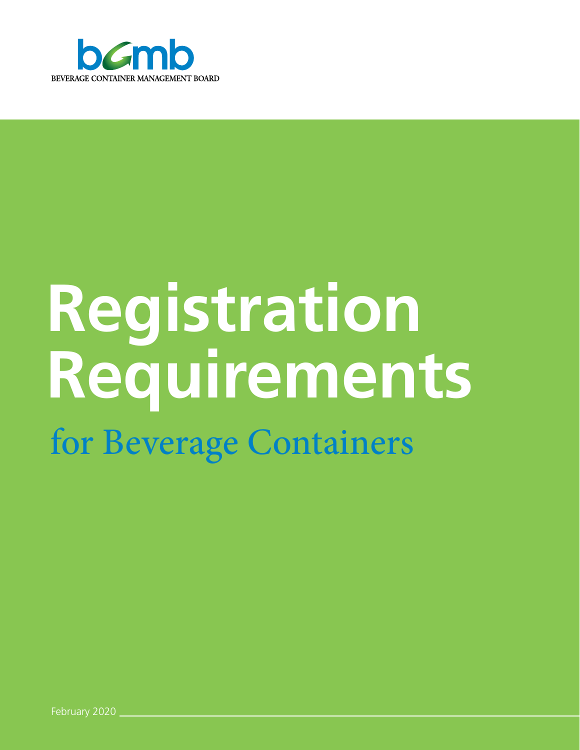bcmb

BEVERAGE CONTAINER MANAGEMENT BOARD

# Registration Requirements

## for Beverage Containers

February 2020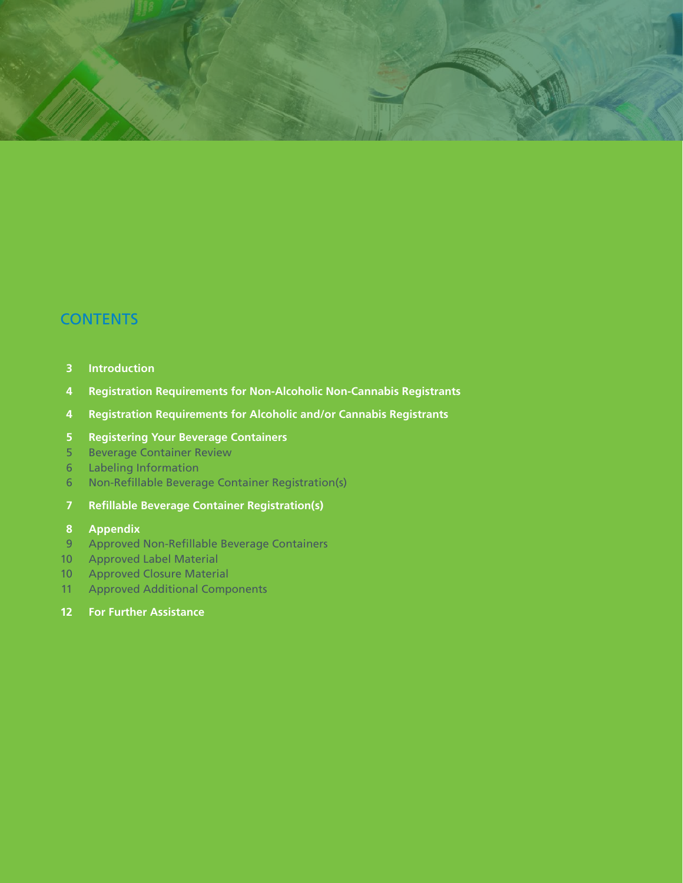## CONTENTS

**3 Introduction**

**4 Registration Requirements for Non-Alcoholic Non-Cannabis Registrants**

**4 Registration Requirements for Alcoholic and/or Cannabis Registrants**

**5 Registering Your Beverage Containers**
5 Beverage Container Review
6 Labeling Information
6 Non-Refillable Beverage Container Registration(s)

**7 Refillable Beverage Container Registration(s)**

**8 Appendix**
9 Approved Non-Refillable Beverage Containers
10 Approved Label Material
10 Approved Closure Material
11 Approved Additional Components

**12 For Further Assistance**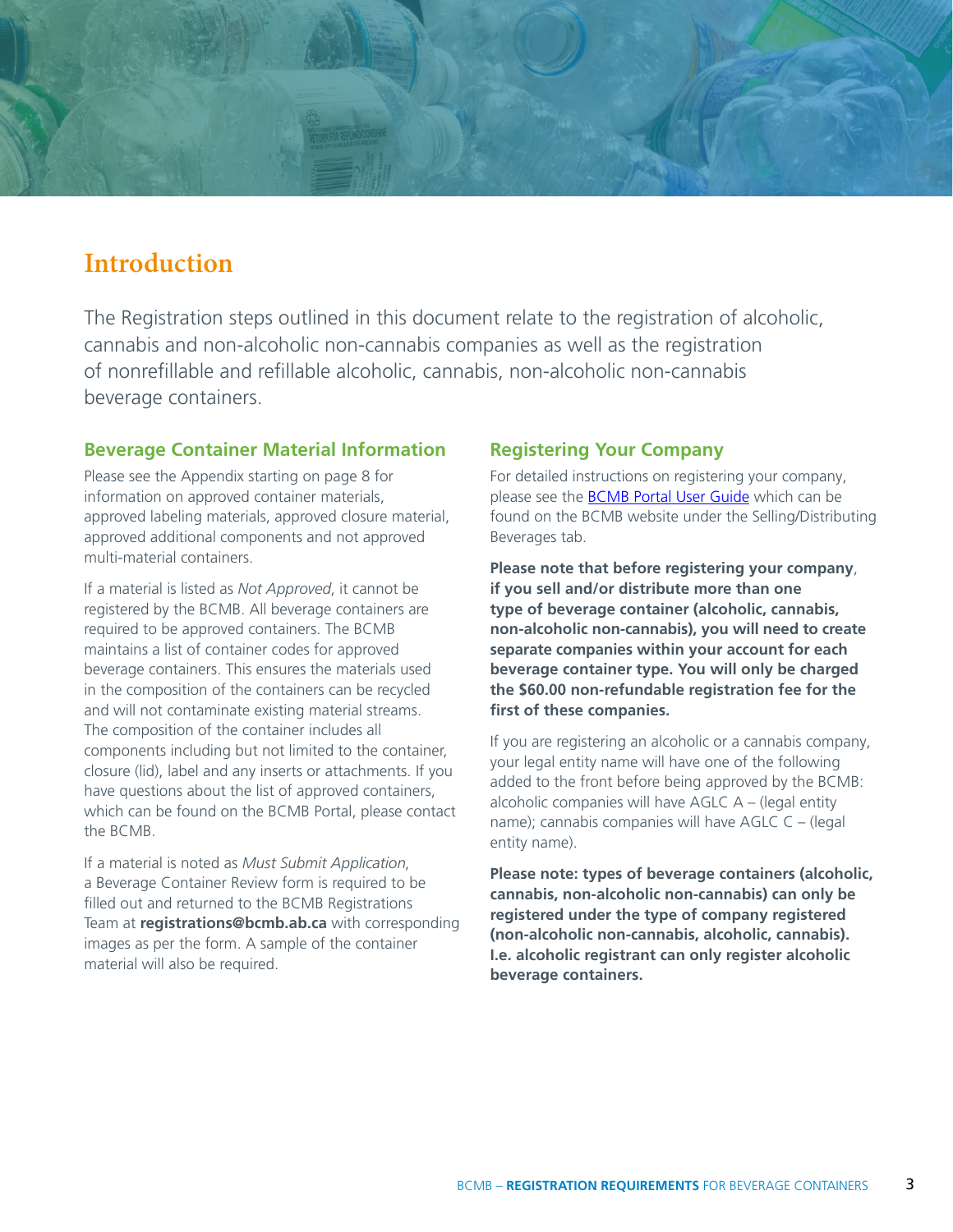# Introduction

The Registration steps outlined in this document relate to the registration of alcoholic, cannabis and non-alcoholic non-cannabis companies as well as the registration of nonrefillable and refillable alcoholic, cannabis, non-alcoholic non-cannabis beverage containers.

## Beverage Container Material Information

Please see the Appendix starting on page 8 for information on approved container materials, approved labeling materials, approved closure material, approved additional components and not approved multi-material containers.

If a material is listed as *Not Approved*, it cannot be registered by the BCMB. All beverage containers are required to be approved containers. The BCMB maintains a list of container codes for approved beverage containers. This ensures the materials used in the composition of the containers can be recycled and will not contaminate existing material streams. The composition of the container includes all components including but not limited to the container, closure (lid), label and any inserts or attachments. If you have questions about the list of approved containers, which can be found on the BCMB Portal, please contact the BCMB.

If a material is noted as *Must Submit Application*, a Beverage Container Review form is required to be filled out and returned to the BCMB Registrations Team at **registrations@bcmb.ab.ca** with corresponding images as per the form. A sample of the container material will also be required.

## Registering Your Company

For detailed instructions on registering your company, please see the BCMB Portal User Guide which can be found on the BCMB website under the Selling/Distributing Beverages tab.

**Please note that before registering your company, if you sell and/or distribute more than one type of beverage container (alcoholic, cannabis, non-alcoholic non-cannabis), you will need to create separate companies within your account for each beverage container type. You will only be charged the $60.00 non-refundable registration fee for the first of these companies.**

If you are registering an alcoholic or a cannabis company, your legal entity name will have one of the following added to the front before being approved by the BCMB: alcoholic companies will have AGLC A – (legal entity name); cannabis companies will have AGLC C – (legal entity name).

**Please note: types of beverage containers (alcoholic, cannabis, non-alcoholic non-cannabis) can only be registered under the type of company registered (non-alcoholic non-cannabis, alcoholic, cannabis). I.e. alcoholic registrant can only register alcoholic beverage containers.**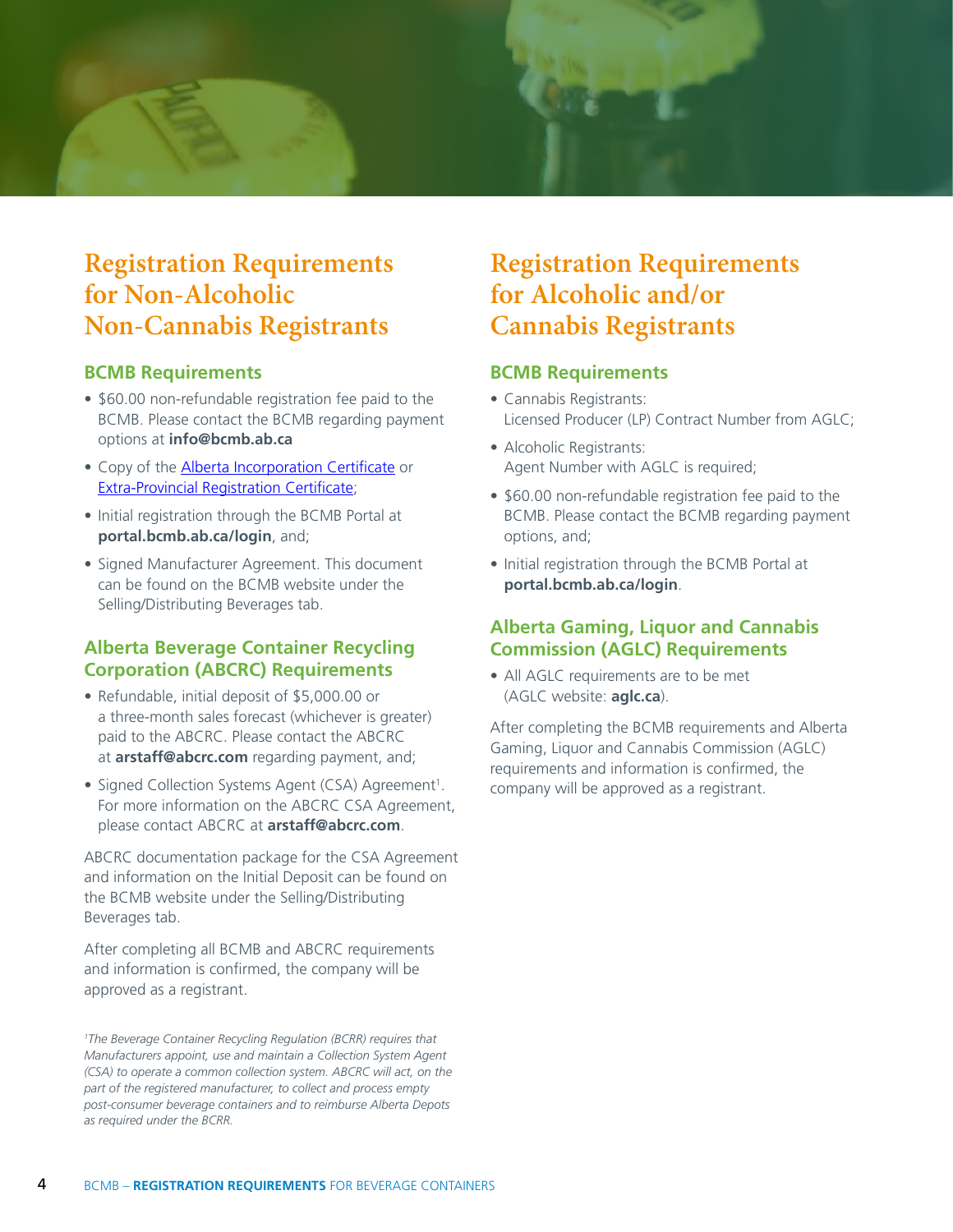## Registration Requirements for Non-Alcoholic Non-Cannabis Registrants

### BCMB Requirements

- $60.00 non-refundable registration fee paid to the BCMB. Please contact the BCMB regarding payment options at **info@bcmb.ab.ca**
- Copy of the Alberta Incorporation Certificate or Extra-Provincial Registration Certificate;
- Initial registration through the BCMB Portal at **portal.bcmb.ab.ca/login**, and;
- Signed Manufacturer Agreement. This document can be found on the BCMB website under the Selling/Distributing Beverages tab.

### Alberta Beverage Container Recycling Corporation (ABCRC) Requirements

- Refundable, initial deposit of $5,000.00 or a three-month sales forecast (whichever is greater) paid to the ABCRC. Please contact the ABCRC at **arstaff@abcrc.com** regarding payment, and;
- Signed Collection Systems Agent (CSA) Agreement[1]. For more information on the ABCRC CSA Agreement, please contact ABCRC at **arstaff@abcrc.com**.

ABCRC documentation package for the CSA Agreement and information on the Initial Deposit can be found on the BCMB website under the Selling/Distributing Beverages tab.

After completing all BCMB and ABCRC requirements and information is confirmed, the company will be approved as a registrant.

*[1]The Beverage Container Recycling Regulation (BCRR) requires that Manufacturers appoint, use and maintain a Collection System Agent (CSA) to operate a common collection system. ABCRC will act, on the part of the registered manufacturer, to collect and process empty post-consumer beverage containers and to reimburse Alberta Depots as required under the BCRR.*

## Registration Requirements for Alcoholic and/or Cannabis Registrants

### BCMB Requirements

- Cannabis Registrants:
  Licensed Producer (LP) Contract Number from AGLC;
- Alcoholic Registrants:
  Agent Number with AGLC is required;
- $60.00 non-refundable registration fee paid to the BCMB. Please contact the BCMB regarding payment options, and;
- Initial registration through the BCMB Portal at **portal.bcmb.ab.ca/login**.

### Alberta Gaming, Liquor and Cannabis Commission (AGLC) Requirements

- All AGLC requirements are to be met (AGLC website: **aglc.ca**).

After completing the BCMB requirements and Alberta Gaming, Liquor and Cannabis Commission (AGLC) requirements and information is confirmed, the company will be approved as a registrant.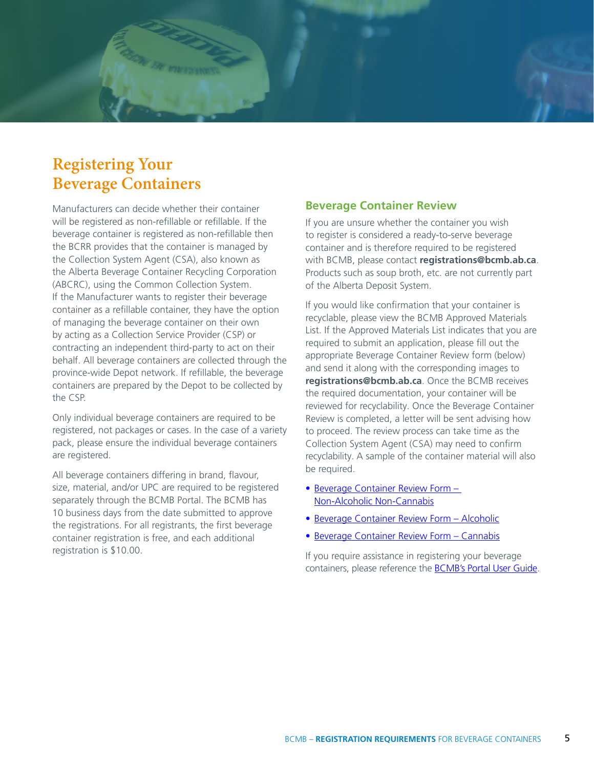# Registering Your Beverage Containers

Manufacturers can decide whether their container will be registered as non-refillable or refillable. If the beverage container is registered as non-refillable then the BCRR provides that the container is managed by the Collection System Agent (CSA), also known as the Alberta Beverage Container Recycling Corporation (ABCRC), using the Common Collection System. If the Manufacturer wants to register their beverage container as a refillable container, they have the option of managing the beverage container on their own by acting as a Collection Service Provider (CSP) or contracting an independent third-party to act on their behalf. All beverage containers are collected through the province-wide Depot network. If refillable, the beverage containers are prepared by the Depot to be collected by the CSP.

Only individual beverage containers are required to be registered, not packages or cases. In the case of a variety pack, please ensure the individual beverage containers are registered.

All beverage containers differing in brand, flavour, size, material, and/or UPC are required to be registered separately through the BCMB Portal. The BCMB has 10 business days from the date submitted to approve the registrations. For all registrants, the first beverage container registration is free, and each additional registration is $10.00.

## Beverage Container Review

If you are unsure whether the container you wish to register is considered a ready-to-serve beverage container and is therefore required to be registered with BCMB, please contact **registrations@bcmb.ab.ca**. Products such as soup broth, etc. are not currently part of the Alberta Deposit System.

If you would like confirmation that your container is recyclable, please view the BCMB Approved Materials List. If the Approved Materials List indicates that you are required to submit an application, please fill out the appropriate Beverage Container Review form (below) and send it along with the corresponding images to **registrations@bcmb.ab.ca**. Once the BCMB receives the required documentation, your container will be reviewed for recyclability. Once the Beverage Container Review is completed, a letter will be sent advising how to proceed. The review process can take time as the Collection System Agent (CSA) may need to confirm recyclability. A sample of the container material will also be required.

- Beverage Container Review Form – Non-Alcoholic Non-Cannabis
- Beverage Container Review Form – Alcoholic
- Beverage Container Review Form – Cannabis

If you require assistance in registering your beverage containers, please reference the BCMB's Portal User Guide.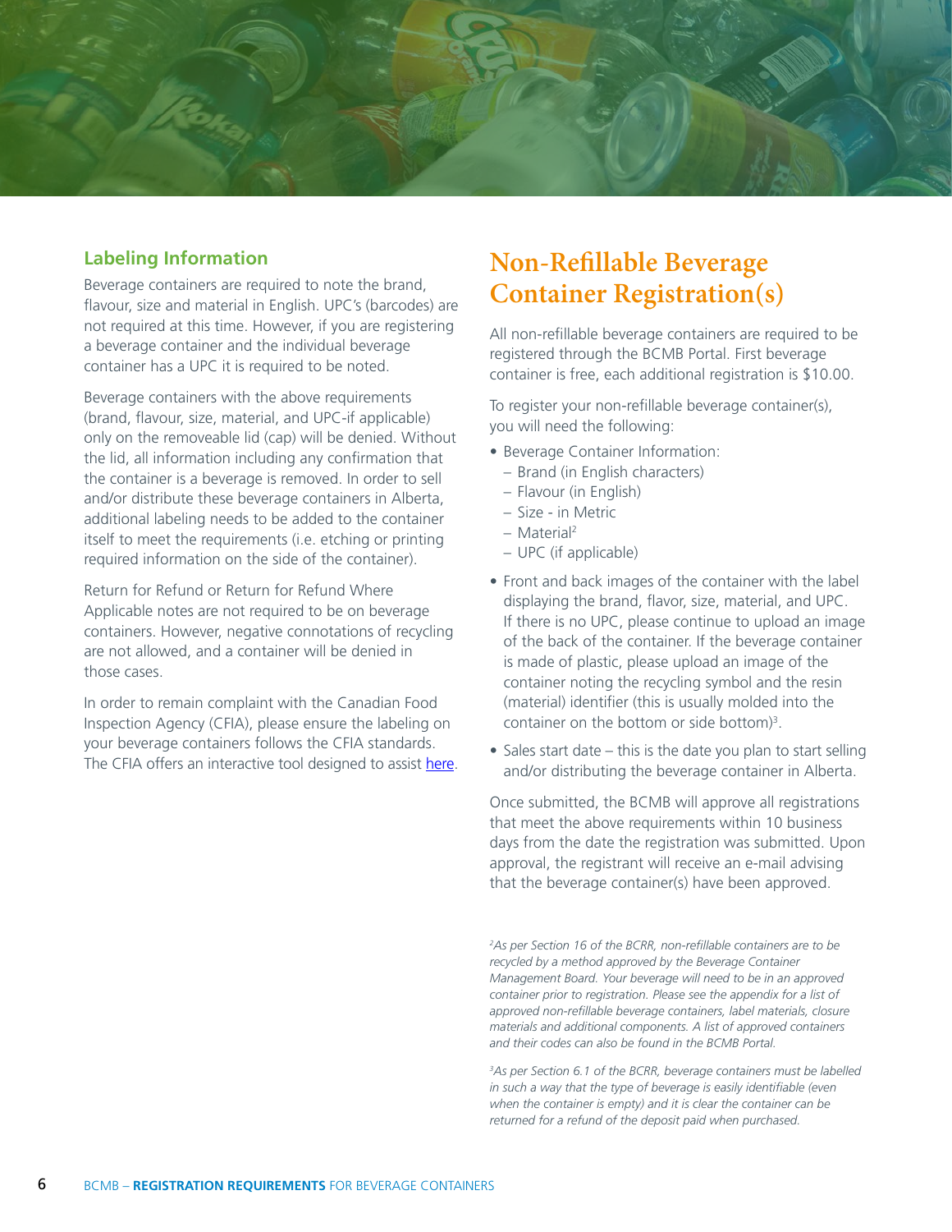### Labeling Information

Beverage containers are required to note the brand, flavour, size and material in English. UPC's (barcodes) are not required at this time. However, if you are registering a beverage container and the individual beverage container has a UPC it is required to be noted.

Beverage containers with the above requirements (brand, flavour, size, material, and UPC-if applicable) only on the removeable lid (cap) will be denied. Without the lid, all information including any confirmation that the container is a beverage is removed. In order to sell and/or distribute these beverage containers in Alberta, additional labeling needs to be added to the container itself to meet the requirements (i.e. etching or printing required information on the side of the container).

Return for Refund or Return for Refund Where Applicable notes are not required to be on beverage containers. However, negative connotations of recycling are not allowed, and a container will be denied in those cases.

In order to remain complaint with the Canadian Food Inspection Agency (CFIA), please ensure the labeling on your beverage containers follows the CFIA standards. The CFIA offers an interactive tool designed to assist here.

## Non-Refillable Beverage Container Registration(s)

All non-refillable beverage containers are required to be registered through the BCMB Portal. First beverage container is free, each additional registration is $10.00.

To register your non-refillable beverage container(s), you will need the following:

- Beverage Container Information:
  - Brand (in English characters)
  - Flavour (in English)
  - Size - in Metric
  - Material[2]
  - UPC (if applicable)
- Front and back images of the container with the label displaying the brand, flavor, size, material, and UPC. If there is no UPC, please continue to upload an image of the back of the container. If the beverage container is made of plastic, please upload an image of the container noting the recycling symbol and the resin (material) identifier (this is usually molded into the container on the bottom or side bottom)[3].
- Sales start date – this is the date you plan to start selling and/or distributing the beverage container in Alberta.

Once submitted, the BCMB will approve all registrations that meet the above requirements within 10 business days from the date the registration was submitted. Upon approval, the registrant will receive an e-mail advising that the beverage container(s) have been approved.

*[2]As per Section 16 of the BCRR, non-refillable containers are to be recycled by a method approved by the Beverage Container Management Board. Your beverage will need to be in an approved container prior to registration. Please see the appendix for a list of approved non-refillable beverage containers, label materials, closure materials and additional components. A list of approved containers and their codes can also be found in the BCMB Portal.*

*[3]As per Section 6.1 of the BCRR, beverage containers must be labelled in such a way that the type of beverage is easily identifiable (even when the container is empty) and it is clear the container can be returned for a refund of the deposit paid when purchased.*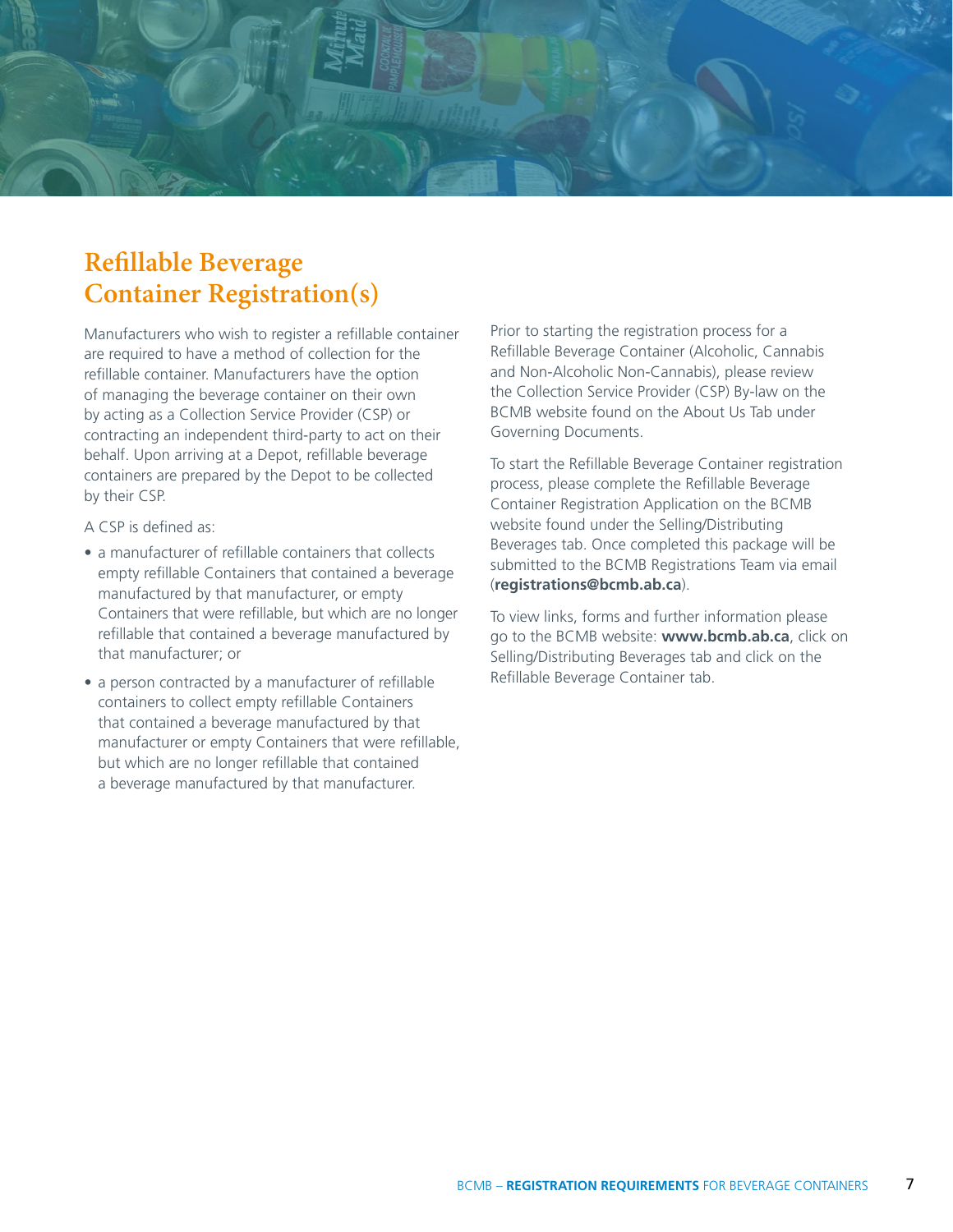## Refillable Beverage Container Registration(s)

Manufacturers who wish to register a refillable container are required to have a method of collection for the refillable container. Manufacturers have the option of managing the beverage container on their own by acting as a Collection Service Provider (CSP) or contracting an independent third-party to act on their behalf. Upon arriving at a Depot, refillable beverage containers are prepared by the Depot to be collected by their CSP.

A CSP is defined as:

- a manufacturer of refillable containers that collects empty refillable Containers that contained a beverage manufactured by that manufacturer, or empty Containers that were refillable, but which are no longer refillable that contained a beverage manufactured by that manufacturer; or
- a person contracted by a manufacturer of refillable containers to collect empty refillable Containers that contained a beverage manufactured by that manufacturer or empty Containers that were refillable, but which are no longer refillable that contained a beverage manufactured by that manufacturer.

Prior to starting the registration process for a Refillable Beverage Container (Alcoholic, Cannabis and Non-Alcoholic Non-Cannabis), please review the Collection Service Provider (CSP) By-law on the BCMB website found on the About Us Tab under Governing Documents.

To start the Refillable Beverage Container registration process, please complete the Refillable Beverage Container Registration Application on the BCMB website found under the Selling/Distributing Beverages tab. Once completed this package will be submitted to the BCMB Registrations Team via email (**registrations@bcmb.ab.ca**).

To view links, forms and further information please go to the BCMB website: **www.bcmb.ab.ca**, click on Selling/Distributing Beverages tab and click on the Refillable Beverage Container tab.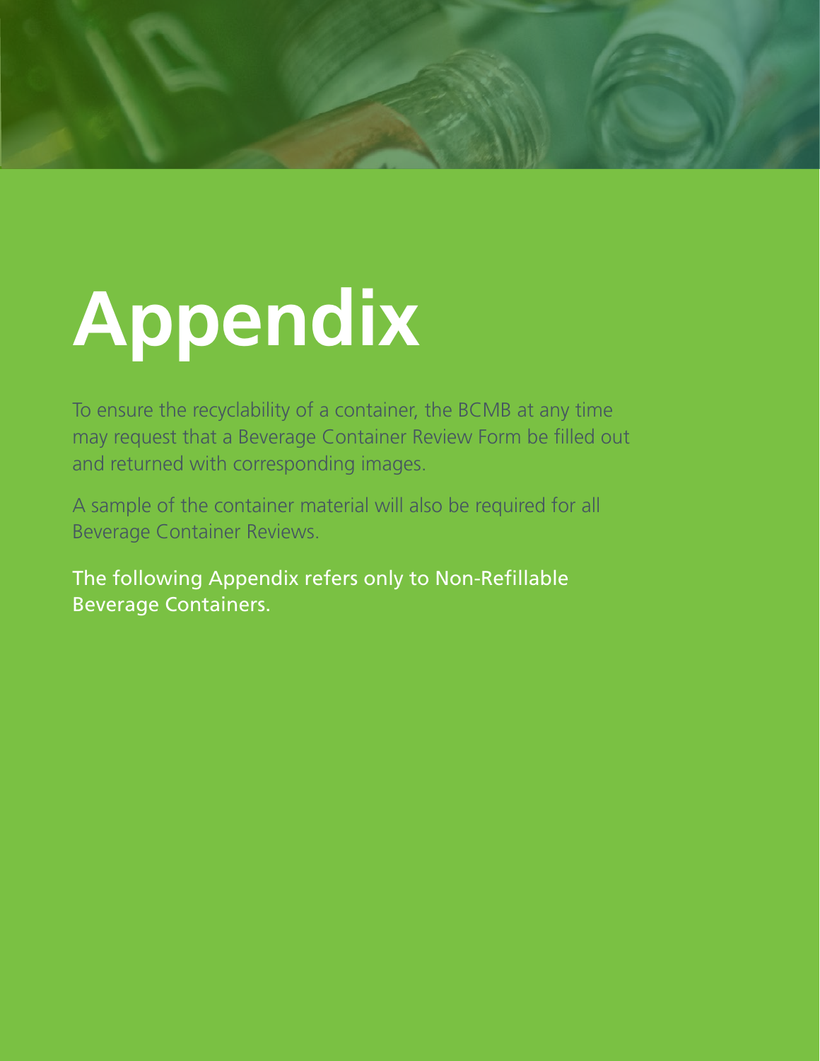# Appendix

To ensure the recyclability of a container, the BCMB at any time may request that a Beverage Container Review Form be filled out and returned with corresponding images.

A sample of the container material will also be required for all Beverage Container Reviews.

The following Appendix refers only to Non-Refillable Beverage Containers.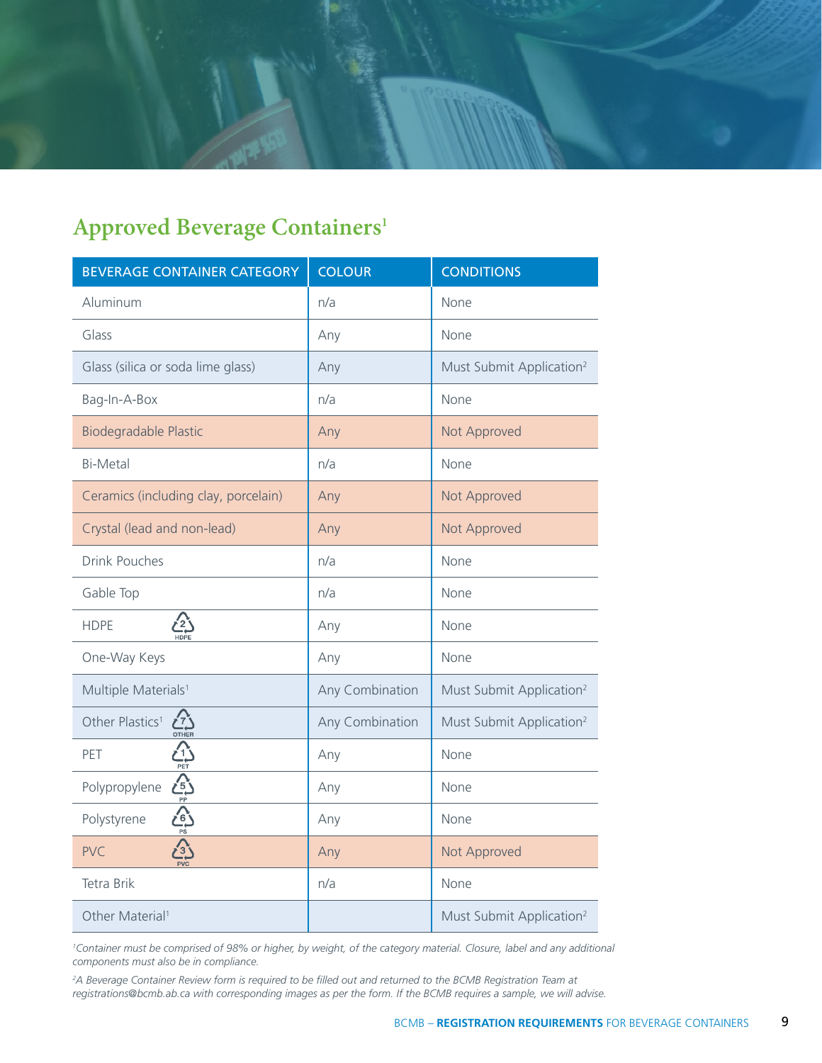## Approved Beverage Containers[1]

| BEVERAGE CONTAINER CATEGORY | COLOUR | CONDITIONS |
|---|---|---|
| Aluminum | n/a | None |
| Glass | Any | None |
| Glass (silica or soda lime glass) | Any | Must Submit Application[2] |
| Bag-In-A-Box | n/a | None |
| Biodegradable Plastic | Any | Not Approved |
| Bi-Metal | n/a | None |
| Ceramics (including clay, porcelain) | Any | Not Approved |
| Crystal (lead and non-lead) | Any | Not Approved |
| Drink Pouches | n/a | None |
| Gable Top | n/a | None |
| HDPE (2 HDPE) | Any | None |
| One-Way Keys | Any | None |
| Multiple Materials[1] | Any Combination | Must Submit Application[2] |
| Other Plastics[1] (7 OTHER) | Any Combination | Must Submit Application[2] |
| PET (1 PET) | Any | None |
| Polypropylene (5 PP) | Any | None |
| Polystyrene (6 PS) | Any | None |
| PVC (3 PVC) | Any | Not Approved |
| Tetra Brik | n/a | None |
| Other Material[1] | | Must Submit Application[2] |

*[1]Container must be comprised of 98% or higher, by weight, of the category material. Closure, label and any additional components must also be in compliance.*

*[2]A Beverage Container Review form is required to be filled out and returned to the BCMB Registration Team at registrations@bcmb.ab.ca with corresponding images as per the form. If the BCMB requires a sample, we will advise.*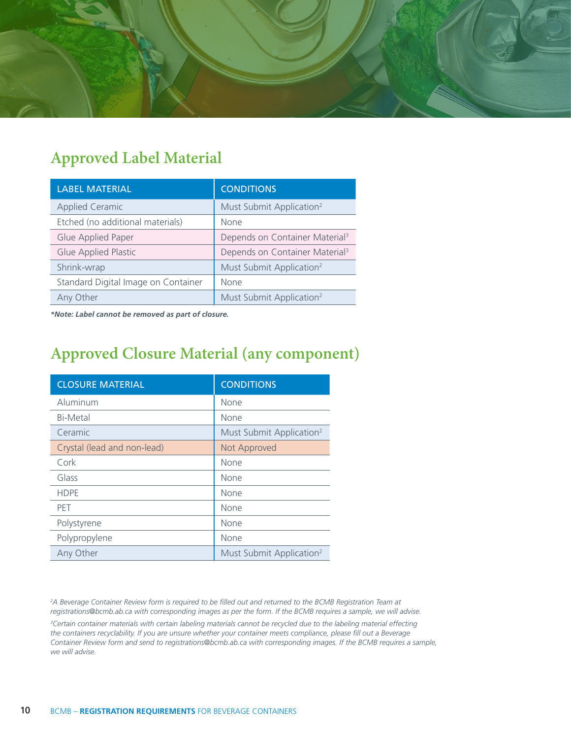## Approved Label Material

| LABEL MATERIAL | CONDITIONS |
| --- | --- |
| Applied Ceramic | Must Submit Application[2] |
| Etched (no additional materials) | None |
| Glue Applied Paper | Depends on Container Material[3] |
| Glue Applied Plastic | Depends on Container Material[3] |
| Shrink-wrap | Must Submit Application[2] |
| Standard Digital Image on Container | None |
| Any Other | Must Submit Application[2] |

***Note: Label cannot be removed as part of closure.***

## Approved Closure Material (any component)

| CLOSURE MATERIAL | CONDITIONS |
| --- | --- |
| Aluminum | None |
| Bi-Metal | None |
| Ceramic | Must Submit Application[2] |
| Crystal (lead and non-lead) | Not Approved |
| Cork | None |
| Glass | None |
| HDPE | None |
| PET | None |
| Polystyrene | None |
| Polypropylene | None |
| Any Other | Must Submit Application[2] |

*[2]A Beverage Container Review form is required to be filled out and returned to the BCMB Registration Team at registrations@bcmb.ab.ca with corresponding images as per the form. If the BCMB requires a sample, we will advise.*

*[3]Certain container materials with certain labeling materials cannot be recycled due to the labeling material effecting the containers recyclability. If you are unsure whether your container meets compliance, please fill out a Beverage Container Review form and send to registrations@bcmb.ab.ca with corresponding images. If the BCMB requires a sample, we will advise.*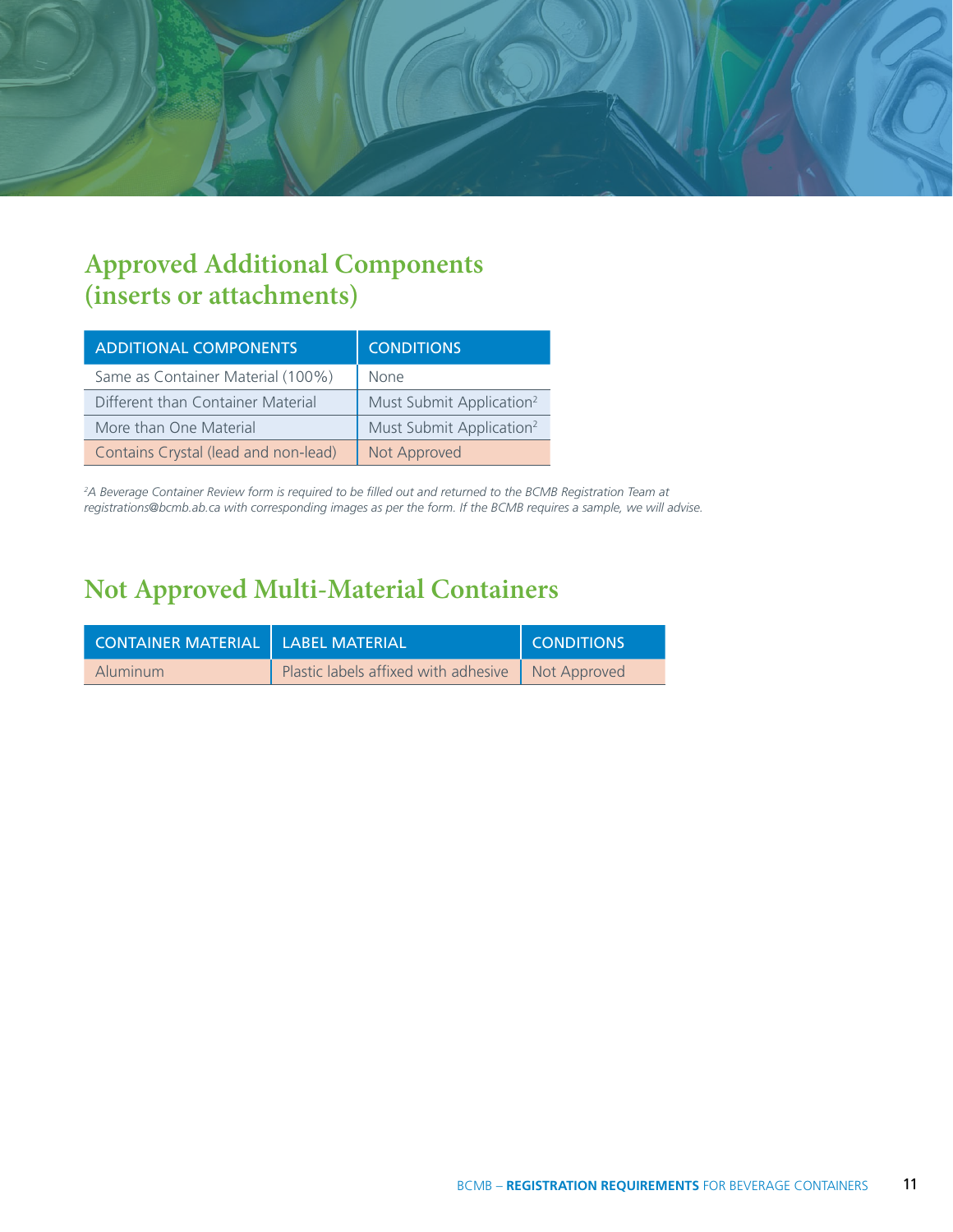## Approved Additional Components (inserts or attachments)

| ADDITIONAL COMPONENTS | CONDITIONS |
|---|---|
| Same as Container Material (100%) | None |
| Different than Container Material | Must Submit Application[2] |
| More than One Material | Must Submit Application[2] |
| Contains Crystal (lead and non-lead) | Not Approved |

*[2]A Beverage Container Review form is required to be filled out and returned to the BCMB Registration Team at registrations@bcmb.ab.ca with corresponding images as per the form. If the BCMB requires a sample, we will advise.*

## Not Approved Multi-Material Containers

| CONTAINER MATERIAL | LABEL MATERIAL | CONDITIONS |
|---|---|---|
| Aluminum | Plastic labels affixed with adhesive | Not Approved |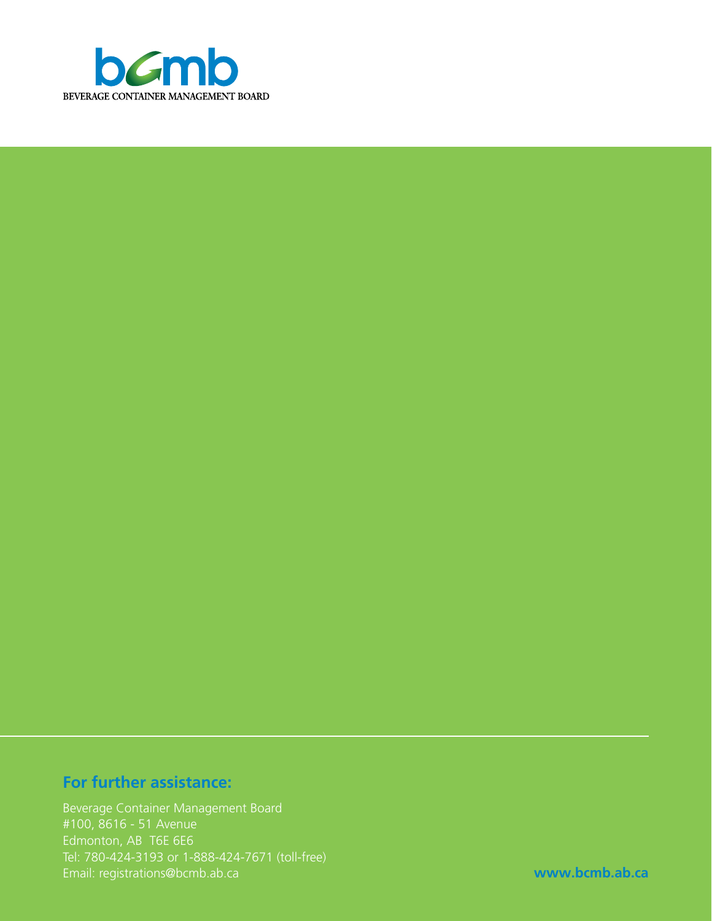BEVERAGE CONTAINER MANAGEMENT BOARD

## For further assistance:

Beverage Container Management Board
#100, 8616 - 51 Avenue
Edmonton, AB T6E 6E6
Tel: 780-424-3193 or 1-888-424-7671 (toll-free)
Email: registrations@bcmb.ab.ca

**www.bcmb.ab.ca**